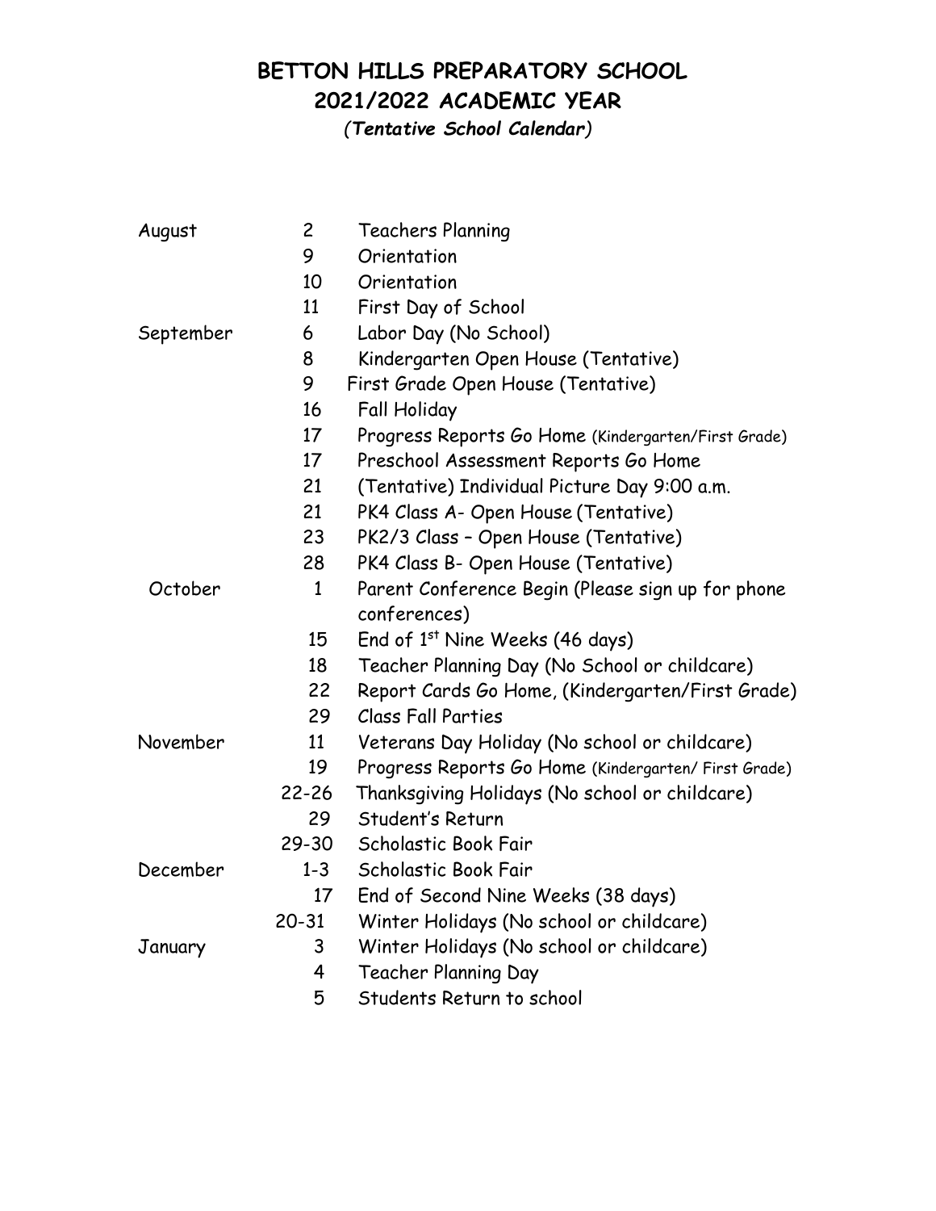# BETTON HILLS PREPARATORY SCHOOL
## 2021/2022 ACADEMIC YEAR
*(Tentative School Calendar)*

| Month | Date | Event |
|---|---|---|
| August | 2 | Teachers Planning |
| | 9 | Orientation |
| | 10 | Orientation |
| | 11 | First Day of School |
| September | 6 | Labor Day (No School) |
| | 8 | Kindergarten Open House (Tentative) |
| | 9 | First Grade Open House (Tentative) |
| | 16 | Fall Holiday |
| | 17 | Progress Reports Go Home (Kindergarten/First Grade) |
| | 17 | Preschool Assessment Reports Go Home |
| | 21 | (Tentative) Individual Picture Day 9:00 a.m. |
| | 21 | PK4 Class A- Open House (Tentative) |
| | 23 | PK2/3 Class – Open House (Tentative) |
| | 28 | PK4 Class B- Open House (Tentative) |
| October | 1 | Parent Conference Begin (Please sign up for phone conferences) |
| | 15 | End of 1st Nine Weeks (46 days) |
| | 18 | Teacher Planning Day (No School or childcare) |
| | 22 | Report Cards Go Home, (Kindergarten/First Grade) |
| | 29 | Class Fall Parties |
| November | 11 | Veterans Day Holiday (No school or childcare) |
| | 19 | Progress Reports Go Home (Kindergarten/ First Grade) |
| | 22-26 | Thanksgiving Holidays (No school or childcare) |
| | 29 | Student's Return |
| | 29-30 | Scholastic Book Fair |
| December | 1-3 | Scholastic Book Fair |
| | 17 | End of Second Nine Weeks (38 days) |
| | 20-31 | Winter Holidays (No school or childcare) |
| January | 3 | Winter Holidays (No school or childcare) |
| | 4 | Teacher Planning Day |
| | 5 | Students Return to school |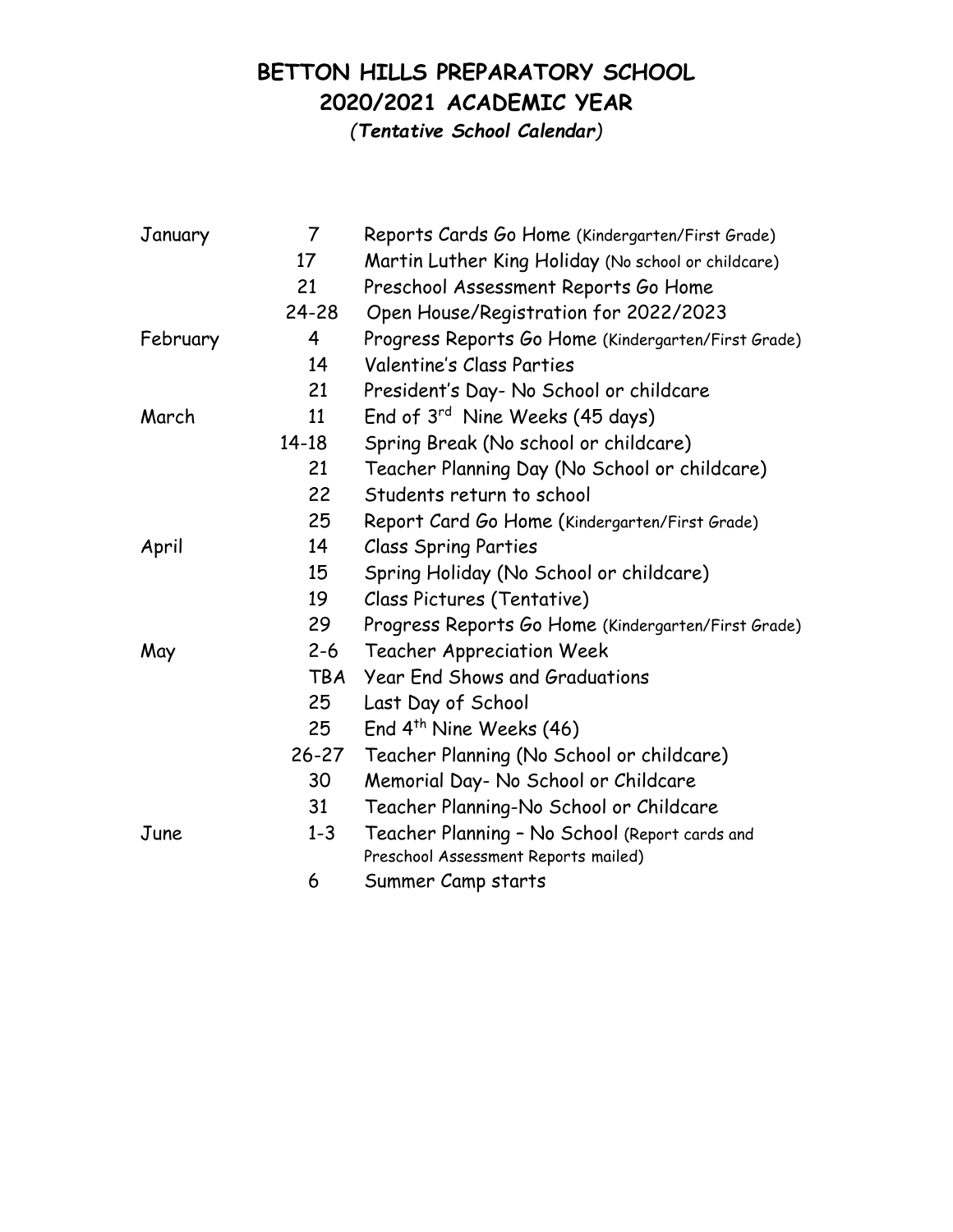# BETTON HILLS PREPARATORY SCHOOL
## 2020/2021 ACADEMIC YEAR
***(Tentative School Calendar)***

| | | |
|---|---|---|
| January | 7 | Reports Cards Go Home (Kindergarten/First Grade) |
| | 17 | Martin Luther King Holiday (No school or childcare) |
| | 21 | Preschool Assessment Reports Go Home |
| | 24-28 | Open House/Registration for 2022/2023 |
| February | 4 | Progress Reports Go Home (Kindergarten/First Grade) |
| | 14 | Valentine's Class Parties |
| | 21 | President's Day- No School or childcare |
| March | 11 | End of 3rd Nine Weeks (45 days) |
| | 14-18 | Spring Break (No school or childcare) |
| | 21 | Teacher Planning Day (No School or childcare) |
| | 22 | Students return to school |
| | 25 | Report Card Go Home (Kindergarten/First Grade) |
| April | 14 | Class Spring Parties |
| | 15 | Spring Holiday (No School or childcare) |
| | 19 | Class Pictures (Tentative) |
| | 29 | Progress Reports Go Home (Kindergarten/First Grade) |
| May | 2-6 | Teacher Appreciation Week |
| | TBA | Year End Shows and Graduations |
| | 25 | Last Day of School |
| | 25 | End 4th Nine Weeks (46) |
| | 26-27 | Teacher Planning (No School or childcare) |
| | 30 | Memorial Day- No School or Childcare |
| | 31 | Teacher Planning-No School or Childcare |
| June | 1-3 | Teacher Planning – No School (Report cards and Preschool Assessment Reports mailed) |
| | 6 | Summer Camp starts |